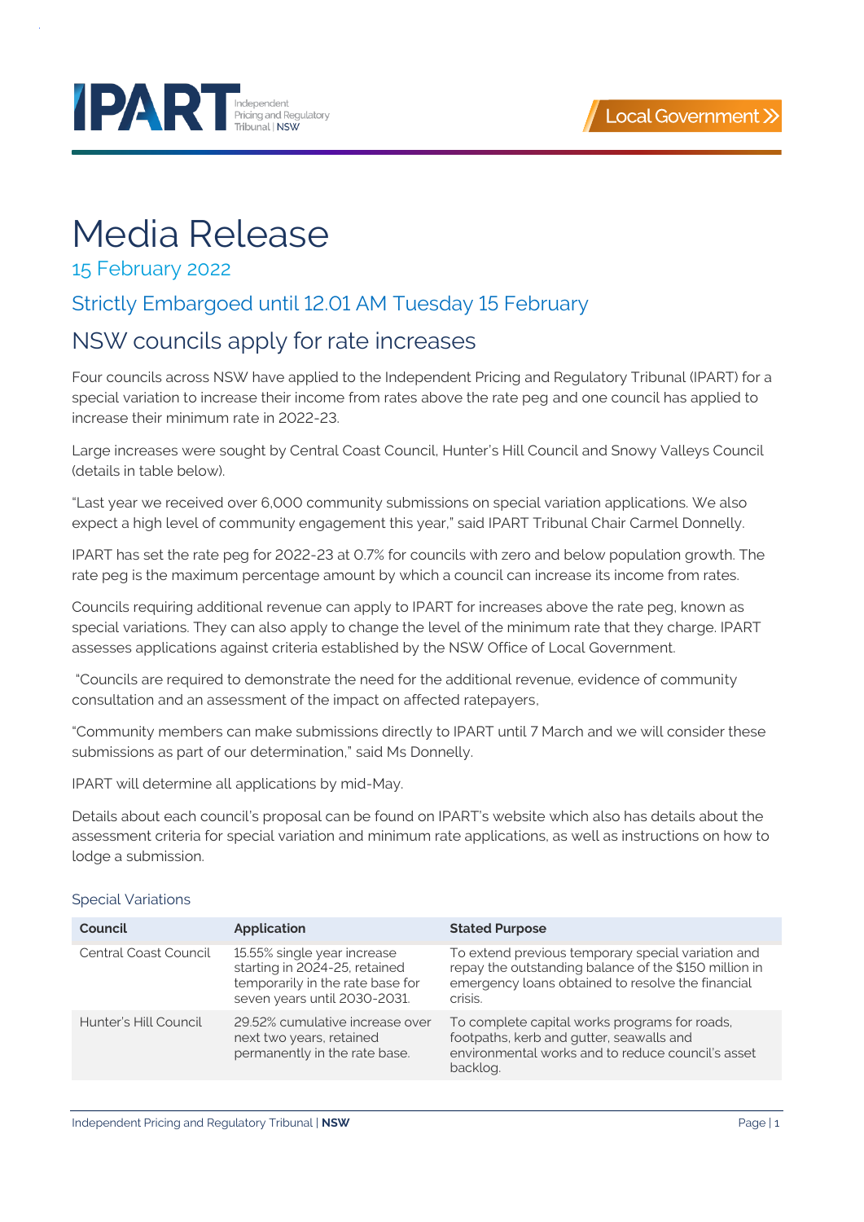# Media Release

15 February 2022

## Strictly Embargoed until 12.01 AM Tuesday 15 February

## NSW councils apply for rate increases

Four councils across NSW have applied to the Independent Pricing and Regulatory Tribunal (IPART) for a special variation to increase their income from rates above the rate peg and one council has applied to increase their minimum rate in 2022-23.

Large increases were sought by Central Coast Council, Hunter's Hill Council and Snowy Valleys Council (details in table below).

"Last year we received over 6,000 community submissions on special variation applications. We also expect a high level of community engagement this year," said IPART Tribunal Chair Carmel Donnelly.

IPART has set the rate peg for 2022-23 at 0.7% for councils with zero and below population growth. The rate peg is the maximum percentage amount by which a council can increase its income from rates.

Councils requiring additional revenue can apply to IPART for increases above the rate peg, known as special variations. They can also apply to change the level of the minimum rate that they charge. IPART assesses applications against criteria established by the NSW Office of Local Government.

"Councils are required to demonstrate the need for the additional revenue, evidence of community consultation and an assessment of the impact on affected ratepayers,

"Community members can make submissions directly to IPART until 7 March and we will consider these submissions as part of our determination," said Ms Donnelly.

IPART will determine all applications by mid-May.

Details about each council's proposal can be found on IPART's website which also has details about the assessment criteria for special variation and minimum rate applications, as well as instructions on how to lodge a submission.

### Special Variations

| Council | Application | Stated Purpose |
|---|---|---|
| Central Coast Council | 15.55% single year increase starting in 2024-25, retained temporarily in the rate base for seven years until 2030-2031. | To extend previous temporary special variation and repay the outstanding balance of the $150 million in emergency loans obtained to resolve the financial crisis. |
| Hunter's Hill Council | 29.52% cumulative increase over next two years, retained permanently in the rate base. | To complete capital works programs for roads, footpaths, kerb and gutter, seawalls and environmental works and to reduce council's asset backlog. |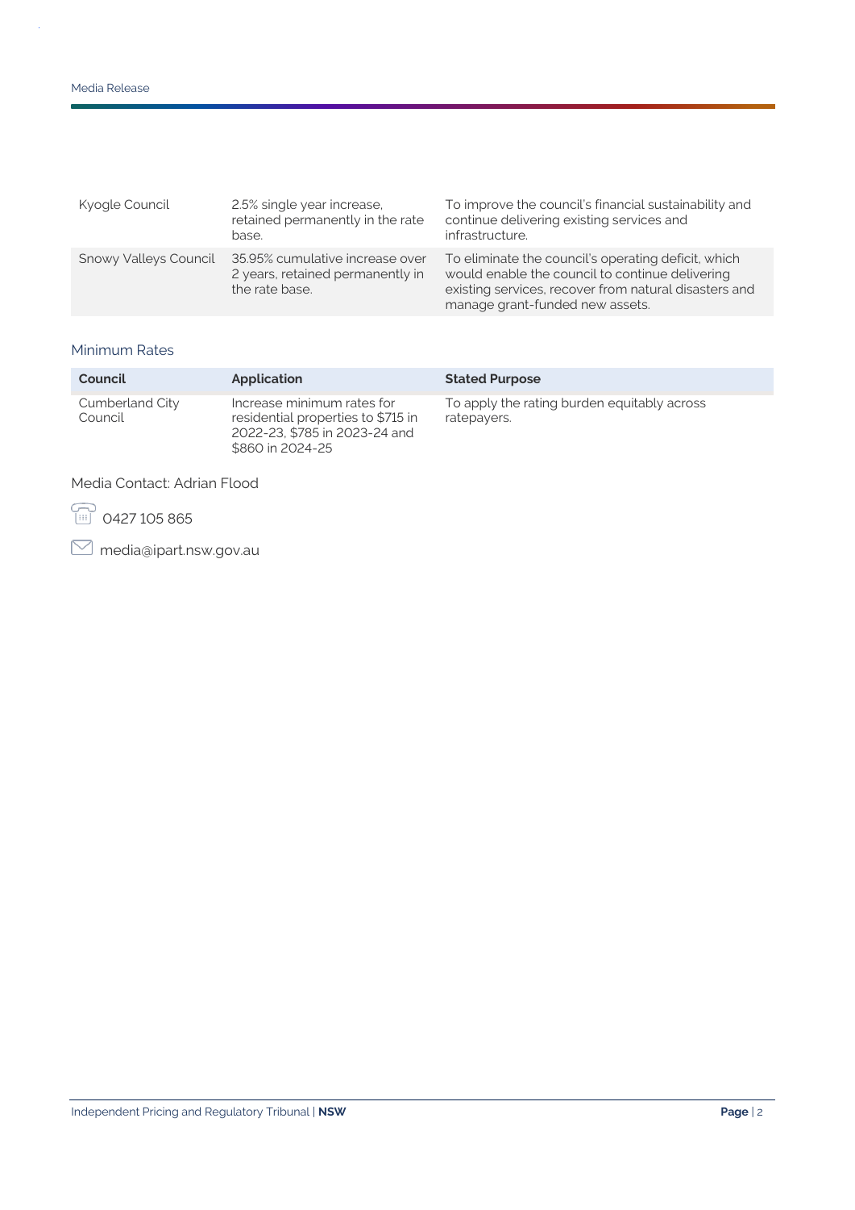| | | |
|---|---|---|
| Kyogle Council | 2.5% single year increase, retained permanently in the rate base. | To improve the council's financial sustainability and continue delivering existing services and infrastructure. |
| Snowy Valleys Council | 35.95% cumulative increase over 2 years, retained permanently in the rate base. | To eliminate the council's operating deficit, which would enable the council to continue delivering existing services, recover from natural disasters and manage grant-funded new assets. |

### Minimum Rates

| Council | Application | Stated Purpose |
|---|---|---|
| Cumberland City Council | Increase minimum rates for residential properties to $715 in 2022-23, $785 in 2023-24 and $860 in 2024-25 | To apply the rating burden equitably across ratepayers. |

Media Contact: Adrian Flood

0427 105 865

media@ipart.nsw.gov.au